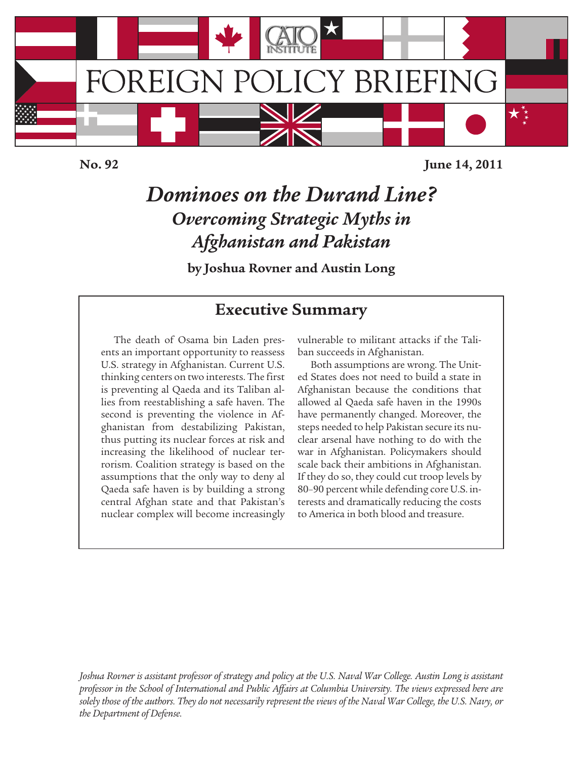FOREIGN POLICY BRIEFING

**No. 92** **June 14, 2011**

# *Dominoes on the Durand Line?*
## *Overcoming Strategic Myths in Afghanistan and Pakistan*

**by Joshua Rovner and Austin Long**

## Executive Summary

The death of Osama bin Laden presents an important opportunity to reassess U.S. strategy in Afghanistan. Current U.S. thinking centers on two interests. The first is preventing al Qaeda and its Taliban allies from reestablishing a safe haven. The second is preventing the violence in Afghanistan from destabilizing Pakistan, thus putting its nuclear forces at risk and increasing the likelihood of nuclear terrorism. Coalition strategy is based on the assumptions that the only way to deny al Qaeda safe haven is by building a strong central Afghan state and that Pakistan's nuclear complex will become increasingly vulnerable to militant attacks if the Taliban succeeds in Afghanistan.

Both assumptions are wrong. The United States does not need to build a state in Afghanistan because the conditions that allowed al Qaeda safe haven in the 1990s have permanently changed. Moreover, the steps needed to help Pakistan secure its nuclear arsenal have nothing to do with the war in Afghanistan. Policymakers should scale back their ambitions in Afghanistan. If they do so, they could cut troop levels by 80–90 percent while defending core U.S. interests and dramatically reducing the costs to America in both blood and treasure.

*Joshua Rovner is assistant professor of strategy and policy at the U.S. Naval War College. Austin Long is assistant professor in the School of International and Public Affairs at Columbia University. The views expressed here are solely those of the authors. They do not necessarily represent the views of the Naval War College, the U.S. Navy, or the Department of Defense.*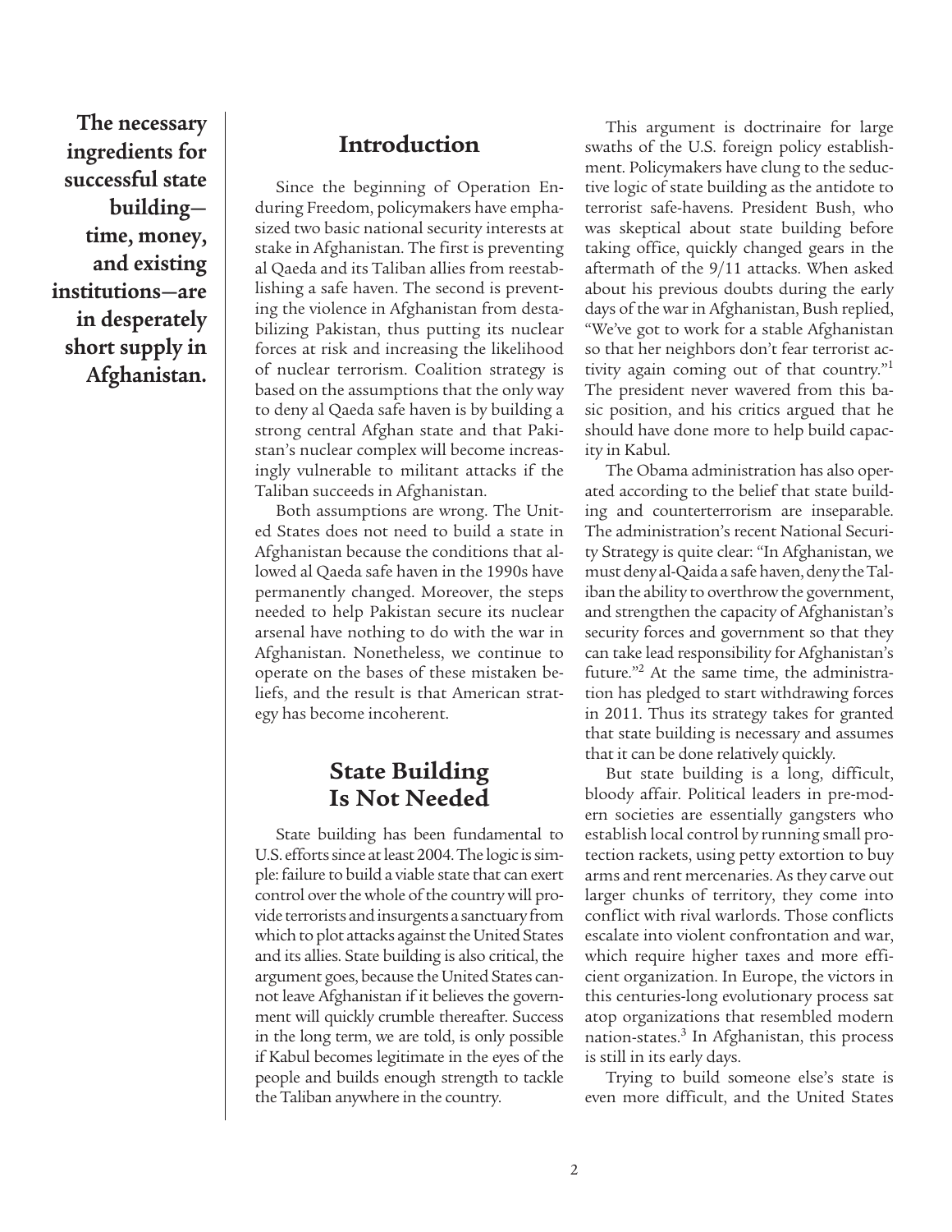**The necessary ingredients for successful state building—time, money, and existing institutions—are in desperately short supply in Afghanistan.**

## Introduction

Since the beginning of Operation Enduring Freedom, policymakers have emphasized two basic national security interests at stake in Afghanistan. The first is preventing al Qaeda and its Taliban allies from reestablishing a safe haven. The second is preventing the violence in Afghanistan from destabilizing Pakistan, thus putting its nuclear forces at risk and increasing the likelihood of nuclear terrorism. Coalition strategy is based on the assumptions that the only way to deny al Qaeda safe haven is by building a strong central Afghan state and that Pakistan's nuclear complex will become increasingly vulnerable to militant attacks if the Taliban succeeds in Afghanistan.

Both assumptions are wrong. The United States does not need to build a state in Afghanistan because the conditions that allowed al Qaeda safe haven in the 1990s have permanently changed. Moreover, the steps needed to help Pakistan secure its nuclear arsenal have nothing to do with the war in Afghanistan. Nonetheless, we continue to operate on the bases of these mistaken beliefs, and the result is that American strategy has become incoherent.

## State Building Is Not Needed

State building has been fundamental to U.S. efforts since at least 2004. The logic is simple: failure to build a viable state that can exert control over the whole of the country will provide terrorists and insurgents a sanctuary from which to plot attacks against the United States and its allies. State building is also critical, the argument goes, because the United States cannot leave Afghanistan if it believes the government will quickly crumble thereafter. Success in the long term, we are told, is only possible if Kabul becomes legitimate in the eyes of the people and builds enough strength to tackle the Taliban anywhere in the country.

This argument is doctrinaire for large swaths of the U.S. foreign policy establishment. Policymakers have clung to the seductive logic of state building as the antidote to terrorist safe-havens. President Bush, who was skeptical about state building before taking office, quickly changed gears in the aftermath of the 9/11 attacks. When asked about his previous doubts during the early days of the war in Afghanistan, Bush replied, "We've got to work for a stable Afghanistan so that her neighbors don't fear terrorist activity again coming out of that country."[1] The president never wavered from this basic position, and his critics argued that he should have done more to help build capacity in Kabul.

The Obama administration has also operated according to the belief that state building and counterterrorism are inseparable. The administration's recent National Security Strategy is quite clear: "In Afghanistan, we must deny al-Qaida a safe haven, deny the Taliban the ability to overthrow the government, and strengthen the capacity of Afghanistan's security forces and government so that they can take lead responsibility for Afghanistan's future."[2] At the same time, the administration has pledged to start withdrawing forces in 2011. Thus its strategy takes for granted that state building is necessary and assumes that it can be done relatively quickly.

But state building is a long, difficult, bloody affair. Political leaders in pre-modern societies are essentially gangsters who establish local control by running small protection rackets, using petty extortion to buy arms and rent mercenaries. As they carve out larger chunks of territory, they come into conflict with rival warlords. Those conflicts escalate into violent confrontation and war, which require higher taxes and more efficient organization. In Europe, the victors in this centuries-long evolutionary process sat atop organizations that resembled modern nation-states.[3] In Afghanistan, this process is still in its early days.

Trying to build someone else's state is even more difficult, and the United States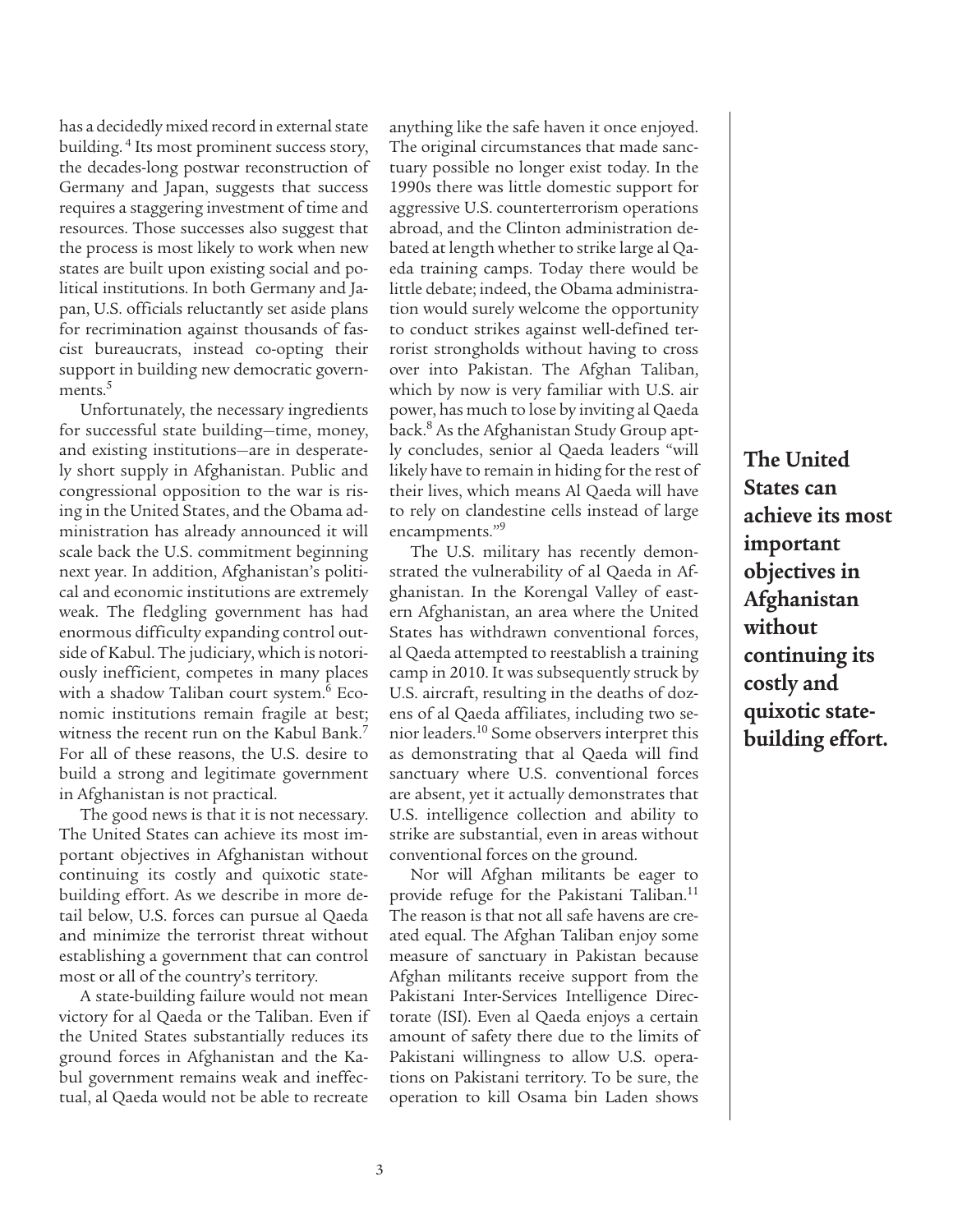has a decidedly mixed record in external state building.[4] Its most prominent success story, the decades-long postwar reconstruction of Germany and Japan, suggests that success requires a staggering investment of time and resources. Those successes also suggest that the process is most likely to work when new states are built upon existing social and political institutions. In both Germany and Japan, U.S. officials reluctantly set aside plans for recrimination against thousands of fascist bureaucrats, instead co-opting their support in building new democratic governments.[5]

Unfortunately, the necessary ingredients for successful state building—time, money, and existing institutions—are in desperately short supply in Afghanistan. Public and congressional opposition to the war is rising in the United States, and the Obama administration has already announced it will scale back the U.S. commitment beginning next year. In addition, Afghanistan's political and economic institutions are extremely weak. The fledgling government has had enormous difficulty expanding control outside of Kabul. The judiciary, which is notoriously inefficient, competes in many places with a shadow Taliban court system.[6] Economic institutions remain fragile at best; witness the recent run on the Kabul Bank.[7] For all of these reasons, the U.S. desire to build a strong and legitimate government in Afghanistan is not practical.

The good news is that it is not necessary. The United States can achieve its most important objectives in Afghanistan without continuing its costly and quixotic state-building effort. As we describe in more detail below, U.S. forces can pursue al Qaeda and minimize the terrorist threat without establishing a government that can control most or all of the country's territory.

A state-building failure would not mean victory for al Qaeda or the Taliban. Even if the United States substantially reduces its ground forces in Afghanistan and the Kabul government remains weak and ineffectual, al Qaeda would not be able to recreate anything like the safe haven it once enjoyed. The original circumstances that made sanctuary possible no longer exist today. In the 1990s there was little domestic support for aggressive U.S. counterterrorism operations abroad, and the Clinton administration debated at length whether to strike large al Qaeda training camps. Today there would be little debate; indeed, the Obama administration would surely welcome the opportunity to conduct strikes against well-defined terrorist strongholds without having to cross over into Pakistan. The Afghan Taliban, which by now is very familiar with U.S. air power, has much to lose by inviting al Qaeda back.[8] As the Afghanistan Study Group aptly concludes, senior al Qaeda leaders "will likely have to remain in hiding for the rest of their lives, which means Al Qaeda will have to rely on clandestine cells instead of large encampments."[9]

The U.S. military has recently demonstrated the vulnerability of al Qaeda in Afghanistan. In the Korengal Valley of eastern Afghanistan, an area where the United States has withdrawn conventional forces, al Qaeda attempted to reestablish a training camp in 2010. It was subsequently struck by U.S. aircraft, resulting in the deaths of dozens of al Qaeda affiliates, including two senior leaders.[10] Some observers interpret this as demonstrating that al Qaeda will find sanctuary where U.S. conventional forces are absent, yet it actually demonstrates that U.S. intelligence collection and ability to strike are substantial, even in areas without conventional forces on the ground.

Nor will Afghan militants be eager to provide refuge for the Pakistani Taliban.[11] The reason is that not all safe havens are created equal. The Afghan Taliban enjoy some measure of sanctuary in Pakistan because Afghan militants receive support from the Pakistani Inter-Services Intelligence Directorate (ISI). Even al Qaeda enjoys a certain amount of safety there due to the limits of Pakistani willingness to allow U.S. operations on Pakistani territory. To be sure, the operation to kill Osama bin Laden shows

**The United States can achieve its most important objectives in Afghanistan without continuing its costly and quixotic state-building effort.**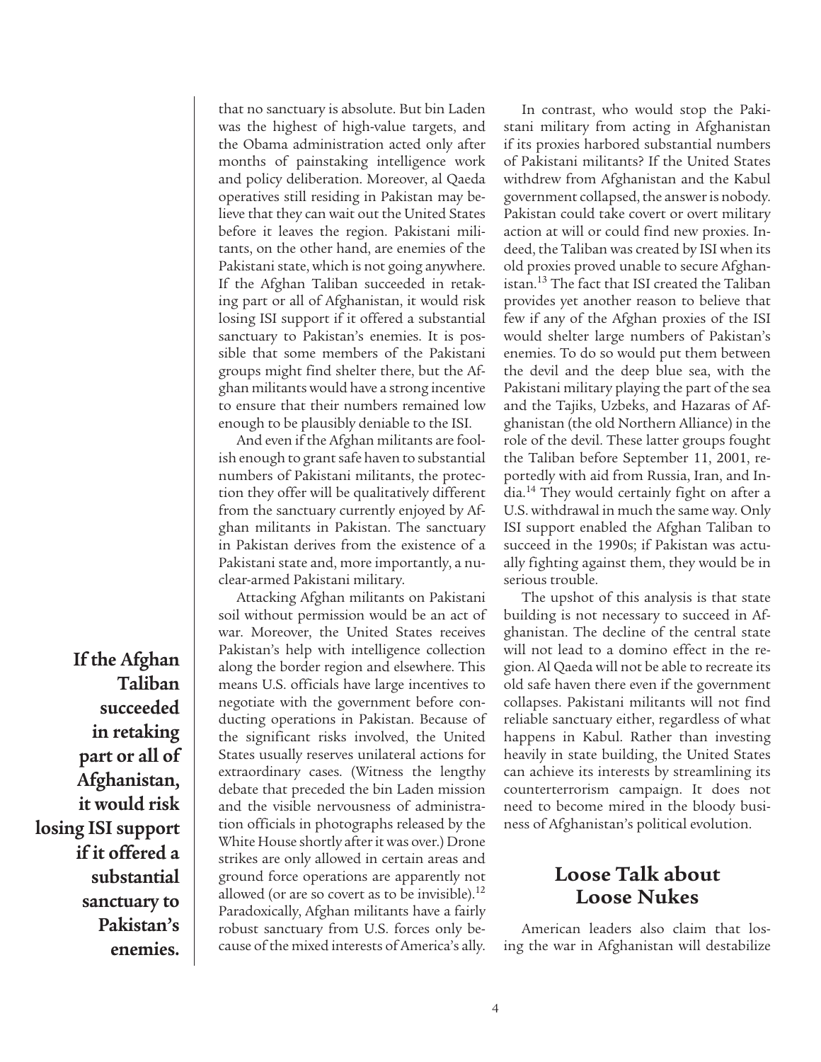that no sanctuary is absolute. But bin Laden was the highest of high-value targets, and the Obama administration acted only after months of painstaking intelligence work and policy deliberation. Moreover, al Qaeda operatives still residing in Pakistan may believe that they can wait out the United States before it leaves the region. Pakistani militants, on the other hand, are enemies of the Pakistani state, which is not going anywhere. If the Afghan Taliban succeeded in retaking part or all of Afghanistan, it would risk losing ISI support if it offered a substantial sanctuary to Pakistan's enemies. It is possible that some members of the Pakistani groups might find shelter there, but the Afghan militants would have a strong incentive to ensure that their numbers remained low enough to be plausibly deniable to the ISI.

And even if the Afghan militants are foolish enough to grant safe haven to substantial numbers of Pakistani militants, the protection they offer will be qualitatively different from the sanctuary currently enjoyed by Afghan militants in Pakistan. The sanctuary in Pakistan derives from the existence of a Pakistani state and, more importantly, a nuclear-armed Pakistani military.

Attacking Afghan militants on Pakistani soil without permission would be an act of war. Moreover, the United States receives Pakistan's help with intelligence collection along the border region and elsewhere. This means U.S. officials have large incentives to negotiate with the government before conducting operations in Pakistan. Because of the significant risks involved, the United States usually reserves unilateral actions for extraordinary cases. (Witness the lengthy debate that preceded the bin Laden mission and the visible nervousness of administration officials in photographs released by the White House shortly after it was over.) Drone strikes are only allowed in certain areas and ground force operations are apparently not allowed (or are so covert as to be invisible).[12] Paradoxically, Afghan militants have a fairly robust sanctuary from U.S. forces only because of the mixed interests of America's ally.

**If the Afghan Taliban succeeded in retaking part or all of Afghanistan, it would risk losing ISI support if it offered a substantial sanctuary to Pakistan's enemies.**

In contrast, who would stop the Pakistani military from acting in Afghanistan if its proxies harbored substantial numbers of Pakistani militants? If the United States withdrew from Afghanistan and the Kabul government collapsed, the answer is nobody. Pakistan could take covert or overt military action at will or could find new proxies. Indeed, the Taliban was created by ISI when its old proxies proved unable to secure Afghanistan.[13] The fact that ISI created the Taliban provides yet another reason to believe that few if any of the Afghan proxies of the ISI would shelter large numbers of Pakistan's enemies. To do so would put them between the devil and the deep blue sea, with the Pakistani military playing the part of the sea and the Tajiks, Uzbeks, and Hazaras of Afghanistan (the old Northern Alliance) in the role of the devil. These latter groups fought the Taliban before September 11, 2001, reportedly with aid from Russia, Iran, and India.[14] They would certainly fight on after a U.S. withdrawal in much the same way. Only ISI support enabled the Afghan Taliban to succeed in the 1990s; if Pakistan was actually fighting against them, they would be in serious trouble.

The upshot of this analysis is that state building is not necessary to succeed in Afghanistan. The decline of the central state will not lead to a domino effect in the region. Al Qaeda will not be able to recreate its old safe haven there even if the government collapses. Pakistani militants will not find reliable sanctuary either, regardless of what happens in Kabul. Rather than investing heavily in state building, the United States can achieve its interests by streamlining its counterterrorism campaign. It does not need to become mired in the bloody business of Afghanistan's political evolution.

## Loose Talk about Loose Nukes

American leaders also claim that losing the war in Afghanistan will destabilize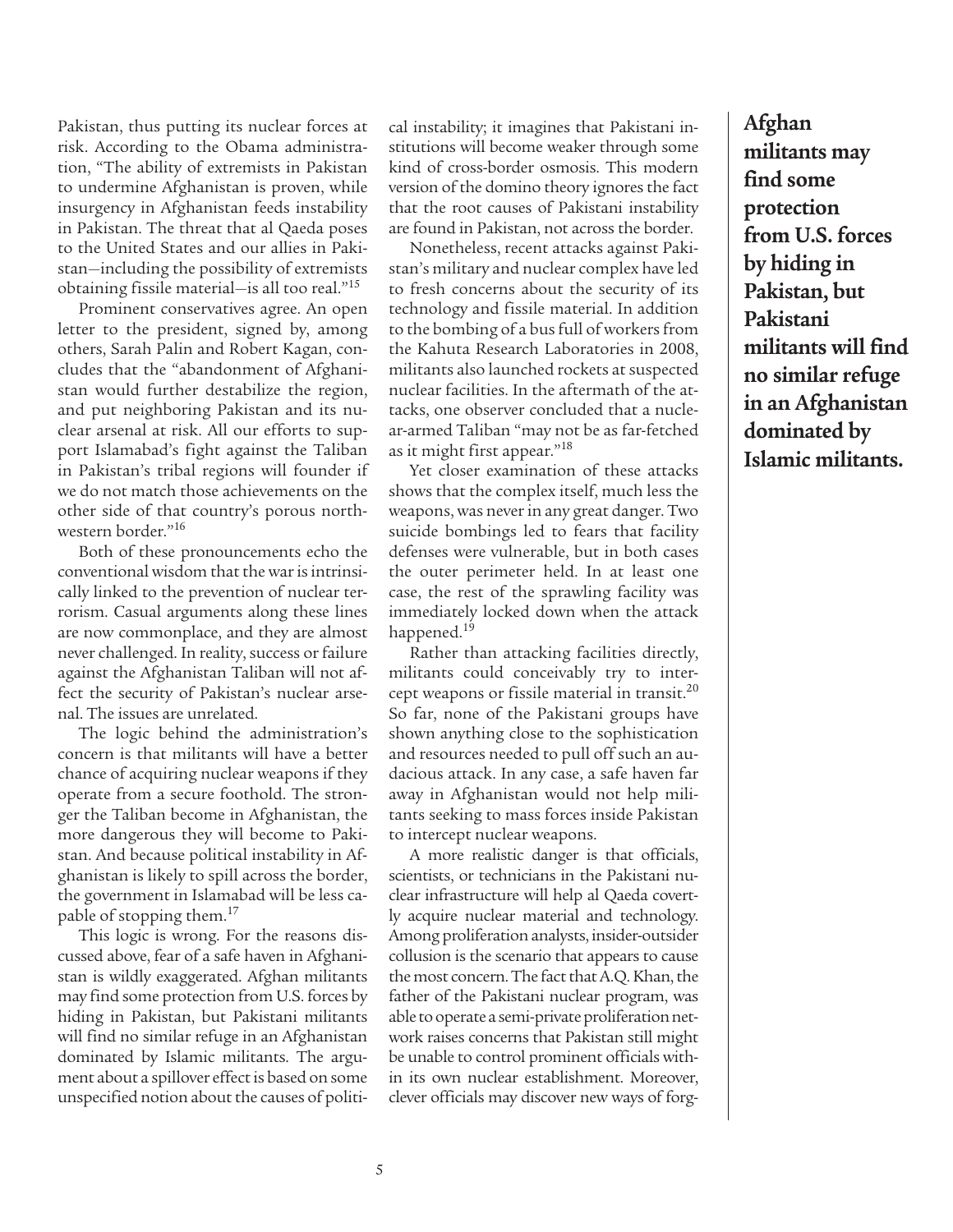Pakistan, thus putting its nuclear forces at risk. According to the Obama administration, "The ability of extremists in Pakistan to undermine Afghanistan is proven, while insurgency in Afghanistan feeds instability in Pakistan. The threat that al Qaeda poses to the United States and our allies in Pakistan—including the possibility of extremists obtaining fissile material—is all too real."[15]

Prominent conservatives agree. An open letter to the president, signed by, among others, Sarah Palin and Robert Kagan, concludes that the "abandonment of Afghanistan would further destabilize the region, and put neighboring Pakistan and its nuclear arsenal at risk. All our efforts to support Islamabad's fight against the Taliban in Pakistan's tribal regions will founder if we do not match those achievements on the other side of that country's porous northwestern border."[16]

Both of these pronouncements echo the conventional wisdom that the war is intrinsically linked to the prevention of nuclear terrorism. Casual arguments along these lines are now commonplace, and they are almost never challenged. In reality, success or failure against the Afghanistan Taliban will not affect the security of Pakistan's nuclear arsenal. The issues are unrelated.

The logic behind the administration's concern is that militants will have a better chance of acquiring nuclear weapons if they operate from a secure foothold. The stronger the Taliban become in Afghanistan, the more dangerous they will become to Pakistan. And because political instability in Afghanistan is likely to spill across the border, the government in Islamabad will be less capable of stopping them.[17]

This logic is wrong. For the reasons discussed above, fear of a safe haven in Afghanistan is wildly exaggerated. Afghan militants may find some protection from U.S. forces by hiding in Pakistan, but Pakistani militants will find no similar refuge in an Afghanistan dominated by Islamic militants. The argument about a spillover effect is based on some unspecified notion about the causes of political instability; it imagines that Pakistani institutions will become weaker through some kind of cross-border osmosis. This modern version of the domino theory ignores the fact that the root causes of Pakistani instability are found in Pakistan, not across the border.

Nonetheless, recent attacks against Pakistan's military and nuclear complex have led to fresh concerns about the security of its technology and fissile material. In addition to the bombing of a bus full of workers from the Kahuta Research Laboratories in 2008, militants also launched rockets at suspected nuclear facilities. In the aftermath of the attacks, one observer concluded that a nuclear-armed Taliban "may not be as far-fetched as it might first appear."[18]

Yet closer examination of these attacks shows that the complex itself, much less the weapons, was never in any great danger. Two suicide bombings led to fears that facility defenses were vulnerable, but in both cases the outer perimeter held. In at least one case, the rest of the sprawling facility was immediately locked down when the attack happened.[19]

Rather than attacking facilities directly, militants could conceivably try to intercept weapons or fissile material in transit.[20] So far, none of the Pakistani groups have shown anything close to the sophistication and resources needed to pull off such an audacious attack. In any case, a safe haven far away in Afghanistan would not help militants seeking to mass forces inside Pakistan to intercept nuclear weapons.

A more realistic danger is that officials, scientists, or technicians in the Pakistani nuclear infrastructure will help al Qaeda covertly acquire nuclear material and technology. Among proliferation analysts, insider-outsider collusion is the scenario that appears to cause the most concern. The fact that A.Q. Khan, the father of the Pakistani nuclear program, was able to operate a semi-private proliferation network raises concerns that Pakistan still might be unable to control prominent officials within its own nuclear establishment. Moreover, clever officials may discover new ways of forg-

**Afghan militants may find some protection from U.S. forces by hiding in Pakistan, but Pakistani militants will find no similar refuge in an Afghanistan dominated by Islamic militants.**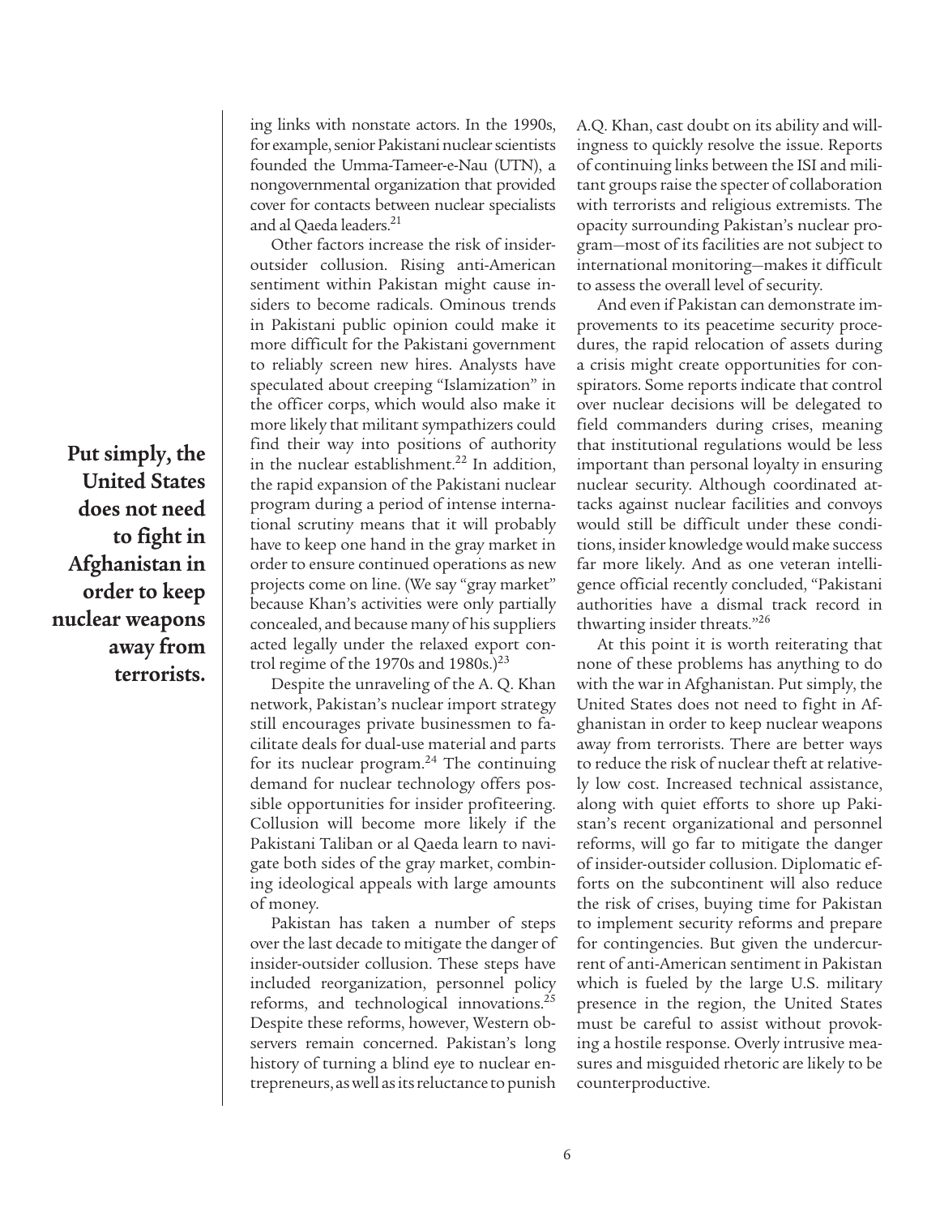ing links with nonstate actors. In the 1990s, for example, senior Pakistani nuclear scientists founded the Umma-Tameer-e-Nau (UTN), a nongovernmental organization that provided cover for contacts between nuclear specialists and al Qaeda leaders.[21]

Other factors increase the risk of insider-outsider collusion. Rising anti-American sentiment within Pakistan might cause insiders to become radicals. Ominous trends in Pakistani public opinion could make it more difficult for the Pakistani government to reliably screen new hires. Analysts have speculated about creeping "Islamization" in the officer corps, which would also make it more likely that militant sympathizers could find their way into positions of authority in the nuclear establishment.[22] In addition, the rapid expansion of the Pakistani nuclear program during a period of intense international scrutiny means that it will probably have to keep one hand in the gray market in order to ensure continued operations as new projects come on line. (We say "gray market" because Khan's activities were only partially concealed, and because many of his suppliers acted legally under the relaxed export control regime of the 1970s and 1980s.)[23]

**Put simply, the United States does not need to fight in Afghanistan in order to keep nuclear weapons away from terrorists.**

Despite the unraveling of the A. Q. Khan network, Pakistan's nuclear import strategy still encourages private businessmen to facilitate deals for dual-use material and parts for its nuclear program.[24] The continuing demand for nuclear technology offers possible opportunities for insider profiteering. Collusion will become more likely if the Pakistani Taliban or al Qaeda learn to navigate both sides of the gray market, combining ideological appeals with large amounts of money.

Pakistan has taken a number of steps over the last decade to mitigate the danger of insider-outsider collusion. These steps have included reorganization, personnel policy reforms, and technological innovations.[25] Despite these reforms, however, Western observers remain concerned. Pakistan's long history of turning a blind eye to nuclear entrepreneurs, as well as its reluctance to punish A.Q. Khan, cast doubt on its ability and willingness to quickly resolve the issue. Reports of continuing links between the ISI and militant groups raise the specter of collaboration with terrorists and religious extremists. The opacity surrounding Pakistan's nuclear program—most of its facilities are not subject to international monitoring—makes it difficult to assess the overall level of security.

And even if Pakistan can demonstrate improvements to its peacetime security procedures, the rapid relocation of assets during a crisis might create opportunities for conspirators. Some reports indicate that control over nuclear decisions will be delegated to field commanders during crises, meaning that institutional regulations would be less important than personal loyalty in ensuring nuclear security. Although coordinated attacks against nuclear facilities and convoys would still be difficult under these conditions, insider knowledge would make success far more likely. And as one veteran intelligence official recently concluded, "Pakistani authorities have a dismal track record in thwarting insider threats."[26]

At this point it is worth reiterating that none of these problems has anything to do with the war in Afghanistan. Put simply, the United States does not need to fight in Afghanistan in order to keep nuclear weapons away from terrorists. There are better ways to reduce the risk of nuclear theft at relatively low cost. Increased technical assistance, along with quiet efforts to shore up Pakistan's recent organizational and personnel reforms, will go far to mitigate the danger of insider-outsider collusion. Diplomatic efforts on the subcontinent will also reduce the risk of crises, buying time for Pakistan to implement security reforms and prepare for contingencies. But given the undercurrent of anti-American sentiment in Pakistan which is fueled by the large U.S. military presence in the region, the United States must be careful to assist without provoking a hostile response. Overly intrusive measures and misguided rhetoric are likely to be counterproductive.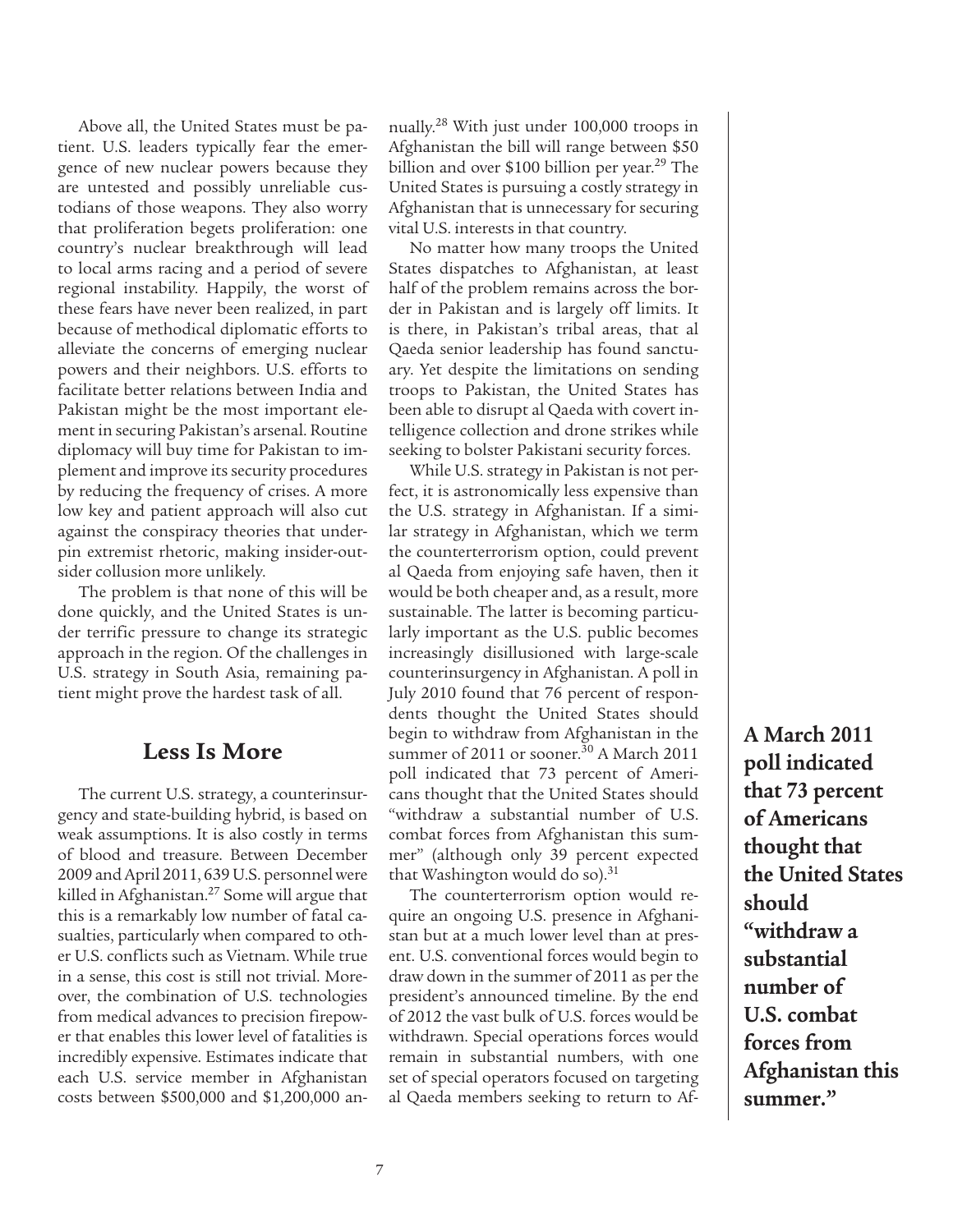Above all, the United States must be patient. U.S. leaders typically fear the emergence of new nuclear powers because they are untested and possibly unreliable custodians of those weapons. They also worry that proliferation begets proliferation: one country's nuclear breakthrough will lead to local arms racing and a period of severe regional instability. Happily, the worst of these fears have never been realized, in part because of methodical diplomatic efforts to alleviate the concerns of emerging nuclear powers and their neighbors. U.S. efforts to facilitate better relations between India and Pakistan might be the most important element in securing Pakistan's arsenal. Routine diplomacy will buy time for Pakistan to implement and improve its security procedures by reducing the frequency of crises. A more low key and patient approach will also cut against the conspiracy theories that underpin extremist rhetoric, making insider-outsider collusion more unlikely.

The problem is that none of this will be done quickly, and the United States is under terrific pressure to change its strategic approach in the region. Of the challenges in U.S. strategy in South Asia, remaining patient might prove the hardest task of all.

## Less Is More

The current U.S. strategy, a counterinsurgency and state-building hybrid, is based on weak assumptions. It is also costly in terms of blood and treasure. Between December 2009 and April 2011, 639 U.S. personnel were killed in Afghanistan.[27] Some will argue that this is a remarkably low number of fatal casualties, particularly when compared to other U.S. conflicts such as Vietnam. While true in a sense, this cost is still not trivial. Moreover, the combination of U.S. technologies from medical advances to precision firepower that enables this lower level of fatalities is incredibly expensive. Estimates indicate that each U.S. service member in Afghanistan costs between $500,000 and $1,200,000 annually.[28] With just under 100,000 troops in Afghanistan the bill will range between $50 billion and over $100 billion per year.[29] The United States is pursuing a costly strategy in Afghanistan that is unnecessary for securing vital U.S. interests in that country.

No matter how many troops the United States dispatches to Afghanistan, at least half of the problem remains across the border in Pakistan and is largely off limits. It is there, in Pakistan's tribal areas, that al Qaeda senior leadership has found sanctuary. Yet despite the limitations on sending troops to Pakistan, the United States has been able to disrupt al Qaeda with covert intelligence collection and drone strikes while seeking to bolster Pakistani security forces.

While U.S. strategy in Pakistan is not perfect, it is astronomically less expensive than the U.S. strategy in Afghanistan. If a similar strategy in Afghanistan, which we term the counterterrorism option, could prevent al Qaeda from enjoying safe haven, then it would be both cheaper and, as a result, more sustainable. The latter is becoming particularly important as the U.S. public becomes increasingly disillusioned with large-scale counterinsurgency in Afghanistan. A poll in July 2010 found that 76 percent of respondents thought the United States should begin to withdraw from Afghanistan in the summer of 2011 or sooner.[30] A March 2011 poll indicated that 73 percent of Americans thought that the United States should "withdraw a substantial number of U.S. combat forces from Afghanistan this summer" (although only 39 percent expected that Washington would do so).[31]

The counterterrorism option would require an ongoing U.S. presence in Afghanistan but at a much lower level than at present. U.S. conventional forces would begin to draw down in the summer of 2011 as per the president's announced timeline. By the end of 2012 the vast bulk of U.S. forces would be withdrawn. Special operations forces would remain in substantial numbers, with one set of special operators focused on targeting al Qaeda members seeking to return to Af-

**A March 2011 poll indicated that 73 percent of Americans thought that the United States should "withdraw a substantial number of U.S. combat forces from Afghanistan this summer."**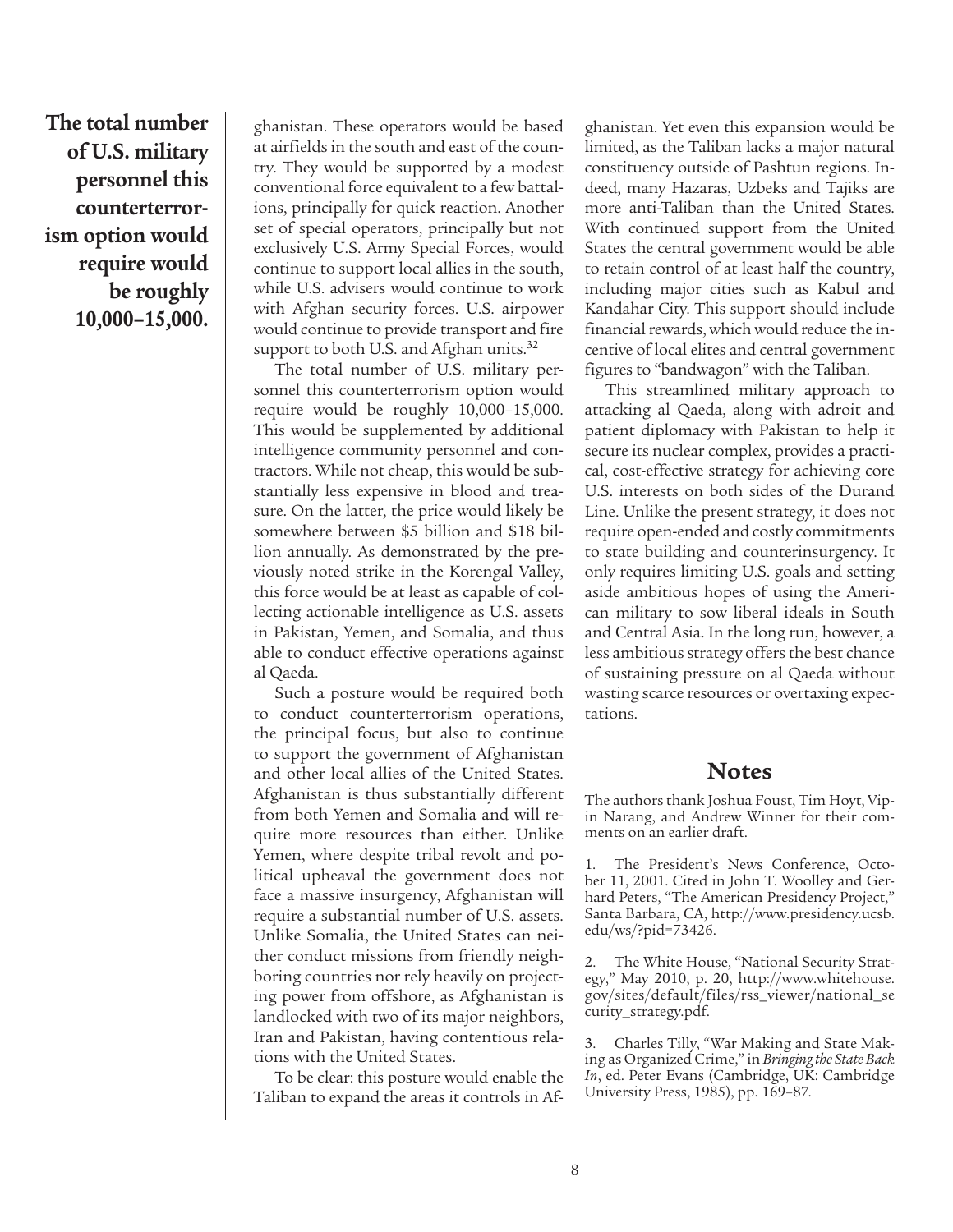**The total number of U.S. military personnel this counterterrorism option would require would be roughly 10,000–15,000.**

ghanistan. These operators would be based at airfields in the south and east of the country. They would be supported by a modest conventional force equivalent to a few battalions, principally for quick reaction. Another set of special operators, principally but not exclusively U.S. Army Special Forces, would continue to support local allies in the south, while U.S. advisers would continue to work with Afghan security forces. U.S. airpower would continue to provide transport and fire support to both U.S. and Afghan units.[32]

The total number of U.S. military personnel this counterterrorism option would require would be roughly 10,000–15,000. This would be supplemented by additional intelligence community personnel and contractors. While not cheap, this would be substantially less expensive in blood and treasure. On the latter, the price would likely be somewhere between $5 billion and $18 billion annually. As demonstrated by the previously noted strike in the Korengal Valley, this force would be at least as capable of collecting actionable intelligence as U.S. assets in Pakistan, Yemen, and Somalia, and thus able to conduct effective operations against al Qaeda.

Such a posture would be required both to conduct counterterrorism operations, the principal focus, but also to continue to support the government of Afghanistan and other local allies of the United States. Afghanistan is thus substantially different from both Yemen and Somalia and will require more resources than either. Unlike Yemen, where despite tribal revolt and political upheaval the government does not face a massive insurgency, Afghanistan will require a substantial number of U.S. assets. Unlike Somalia, the United States can neither conduct missions from friendly neighboring countries nor rely heavily on projecting power from offshore, as Afghanistan is landlocked with two of its major neighbors, Iran and Pakistan, having contentious relations with the United States.

To be clear: this posture would enable the Taliban to expand the areas it controls in Afghanistan. Yet even this expansion would be limited, as the Taliban lacks a major natural constituency outside of Pashtun regions. Indeed, many Hazaras, Uzbeks and Tajiks are more anti-Taliban than the United States. With continued support from the United States the central government would be able to retain control of at least half the country, including major cities such as Kabul and Kandahar City. This support should include financial rewards, which would reduce the incentive of local elites and central government figures to "bandwagon" with the Taliban.

This streamlined military approach to attacking al Qaeda, along with adroit and patient diplomacy with Pakistan to help it secure its nuclear complex, provides a practical, cost-effective strategy for achieving core U.S. interests on both sides of the Durand Line. Unlike the present strategy, it does not require open-ended and costly commitments to state building and counterinsurgency. It only requires limiting U.S. goals and setting aside ambitious hopes of using the American military to sow liberal ideals in South and Central Asia. In the long run, however, a less ambitious strategy offers the best chance of sustaining pressure on al Qaeda without wasting scarce resources or overtaxing expectations.

## Notes

The authors thank Joshua Foust, Tim Hoyt, Vipin Narang, and Andrew Winner for their comments on an earlier draft.

1. The President's News Conference, October 11, 2001. Cited in John T. Woolley and Gerhard Peters, "The American Presidency Project," Santa Barbara, CA, http://www.presidency.ucsb.edu/ws/?pid=73426.

2. The White House, "National Security Strategy," May 2010, p. 20, http://www.whitehouse.gov/sites/default/files/rss_viewer/national_security_strategy.pdf.

3. Charles Tilly, "War Making and State Making as Organized Crime," in *Bringing the State Back In*, ed. Peter Evans (Cambridge, UK: Cambridge University Press, 1985), pp. 169–87.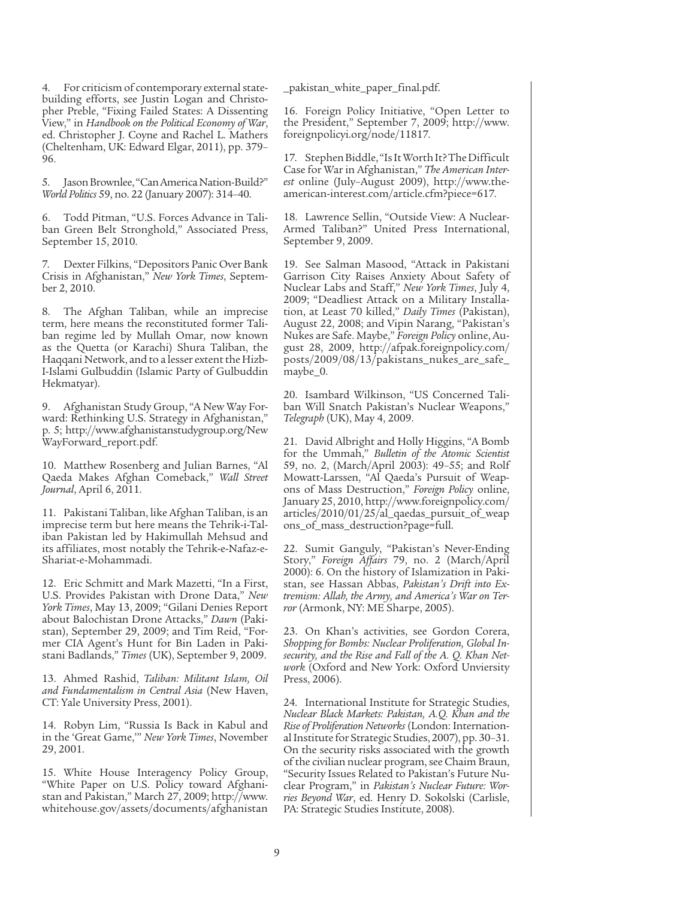4. For criticism of contemporary external statebuilding efforts, see Justin Logan and Christopher Preble, "Fixing Failed States: A Dissenting View," in *Handbook on the Political Economy of War*, ed. Christopher J. Coyne and Rachel L. Mathers (Cheltenham, UK: Edward Elgar, 2011), pp. 379–96.

5. Jason Brownlee, "Can America Nation-Build?" *World Politics* 59, no. 22 (January 2007): 314–40.

6. Todd Pitman, "U.S. Forces Advance in Taliban Green Belt Stronghold," Associated Press, September 15, 2010.

7. Dexter Filkins, "Depositors Panic Over Bank Crisis in Afghanistan," *New York Times*, September 2, 2010.

8. The Afghan Taliban, while an imprecise term, here means the reconstituted former Taliban regime led by Mullah Omar, now known as the Quetta (or Karachi) Shura Taliban, the Haqqani Network, and to a lesser extent the Hizb-I-Islami Gulbuddin (Islamic Party of Gulbuddin Hekmatyar).

9. Afghanistan Study Group, "A New Way Forward: Rethinking U.S. Strategy in Afghanistan," p. 5; http://www.afghanistanstudygroup.org/NewWayForward_report.pdf.

10. Matthew Rosenberg and Julian Barnes, "Al Qaeda Makes Afghan Comeback," *Wall Street Journal*, April 6, 2011.

11. Pakistani Taliban, like Afghan Taliban, is an imprecise term but here means the Tehrik-i-Taliban Pakistan led by Hakimullah Mehsud and its affiliates, most notably the Tehrik-e-Nafaz-e-Shariat-e-Mohammadi.

12. Eric Schmitt and Mark Mazetti, "In a First, U.S. Provides Pakistan with Drone Data," *New York Times*, May 13, 2009; "Gilani Denies Report about Balochistan Drone Attacks," *Dawn* (Pakistan), September 29, 2009; and Tim Reid, "Former CIA Agent's Hunt for Bin Laden in Pakistani Badlands," *Times* (UK), September 9, 2009.

13. Ahmed Rashid, *Taliban: Militant Islam, Oil and Fundamentalism in Central Asia* (New Haven, CT: Yale University Press, 2001).

14. Robyn Lim, "Russia Is Back in Kabul and in the 'Great Game,'" *New York Times*, November 29, 2001.

15. White House Interagency Policy Group, "White Paper on U.S. Policy toward Afghanistan and Pakistan," March 27, 2009; http://www.whitehouse.gov/assets/documents/afghanistan_pakistan_white_paper_final.pdf.

16. Foreign Policy Initiative, "Open Letter to the President," September 7, 2009; http://www.foreignpolicyi.org/node/11817.

17. Stephen Biddle, "Is It Worth It? The Difficult Case for War in Afghanistan," *The American Interest* online (July–August 2009), http://www.the-american-interest.com/article.cfm?piece=617.

18. Lawrence Sellin, "Outside View: A Nuclear-Armed Taliban?" United Press International, September 9, 2009.

19. See Salman Masood, "Attack in Pakistani Garrison City Raises Anxiety About Safety of Nuclear Labs and Staff," *New York Times*, July 4, 2009; "Deadliest Attack on a Military Installation, at Least 70 killed," *Daily Times* (Pakistan), August 22, 2008; and Vipin Narang, "Pakistan's Nukes are Safe. Maybe," *Foreign Policy* online, August 28, 2009, http://afpak.foreignpolicy.com/posts/2009/08/13/pakistans_nukes_are_safe_maybe_0.

20. Isambard Wilkinson, "US Concerned Taliban Will Snatch Pakistan's Nuclear Weapons," *Telegraph* (UK), May 4, 2009.

21. David Albright and Holly Higgins, "A Bomb for the Ummah," *Bulletin of the Atomic Scientist* 59, no. 2, (March/April 2003): 49–55; and Rolf Mowatt-Larssen, "Al Qaeda's Pursuit of Weapons of Mass Destruction," *Foreign Policy* online, January 25, 2010, http://www.foreignpolicy.com/articles/2010/01/25/al_qaedas_pursuit_of_weapons_of_mass_destruction?page=full.

22. Sumit Ganguly, "Pakistan's Never-Ending Story," *Foreign Affairs* 79, no. 2 (March/April 2000): 6. On the history of Islamization in Pakistan, see Hassan Abbas, *Pakistan's Drift into Extremism: Allah, the Army, and America's War on Terror* (Armonk, NY: ME Sharpe, 2005).

23. On Khan's activities, see Gordon Corera, *Shopping for Bombs: Nuclear Proliferation, Global Insecurity, and the Rise and Fall of the A. Q. Khan Network* (Oxford and New York: Oxford Unviersity Press, 2006).

24. International Institute for Strategic Studies, *Nuclear Black Markets: Pakistan, A.Q. Khan and the Rise of Proliferation Networks* (London: International Institute for Strategic Studies, 2007), pp. 30–31. On the security risks associated with the growth of the civilian nuclear program, see Chaim Braun, "Security Issues Related to Pakistan's Future Nuclear Program," in *Pakistan's Nuclear Future: Worries Beyond War*, ed. Henry D. Sokolski (Carlisle, PA: Strategic Studies Institute, 2008).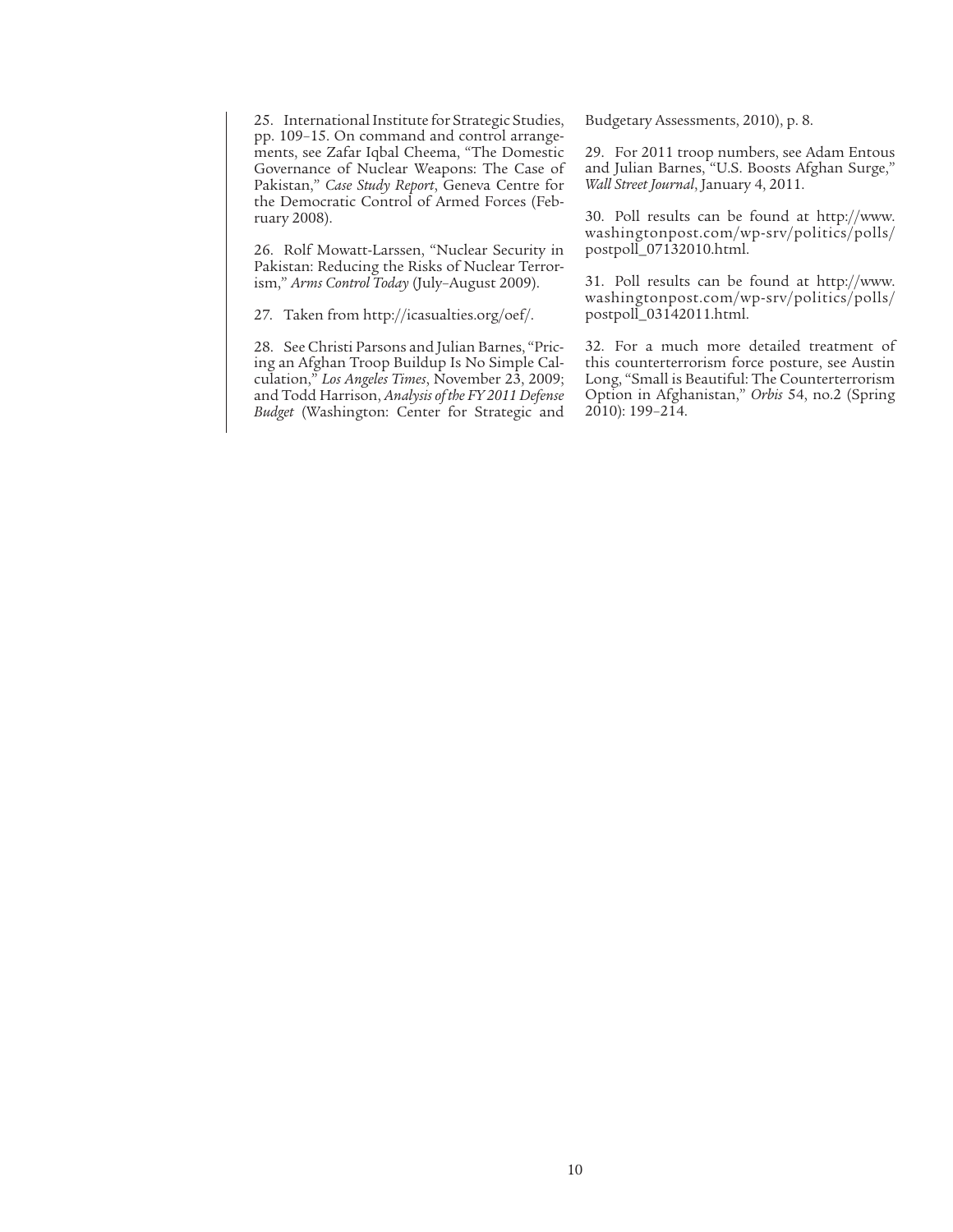25. International Institute for Strategic Studies, pp. 109–15. On command and control arrangements, see Zafar Iqbal Cheema, "The Domestic Governance of Nuclear Weapons: The Case of Pakistan," *Case Study Report*, Geneva Centre for the Democratic Control of Armed Forces (February 2008).

26. Rolf Mowatt-Larssen, "Nuclear Security in Pakistan: Reducing the Risks of Nuclear Terrorism," *Arms Control Today* (July–August 2009).

27. Taken from http://icasualties.org/oef/.

28. See Christi Parsons and Julian Barnes, "Pricing an Afghan Troop Buildup Is No Simple Calculation," *Los Angeles Times*, November 23, 2009; and Todd Harrison, *Analysis of the FY 2011 Defense Budget* (Washington: Center for Strategic and Budgetary Assessments, 2010), p. 8.

29. For 2011 troop numbers, see Adam Entous and Julian Barnes, "U.S. Boosts Afghan Surge," *Wall Street Journal*, January 4, 2011.

30. Poll results can be found at http://www.washingtonpost.com/wp-srv/politics/polls/postpoll_07132010.html.

31. Poll results can be found at http://www.washingtonpost.com/wp-srv/politics/polls/postpoll_03142011.html.

32. For a much more detailed treatment of this counterterrorism force posture, see Austin Long, "Small is Beautiful: The Counterterrorism Option in Afghanistan," *Orbis* 54, no.2 (Spring 2010): 199–214.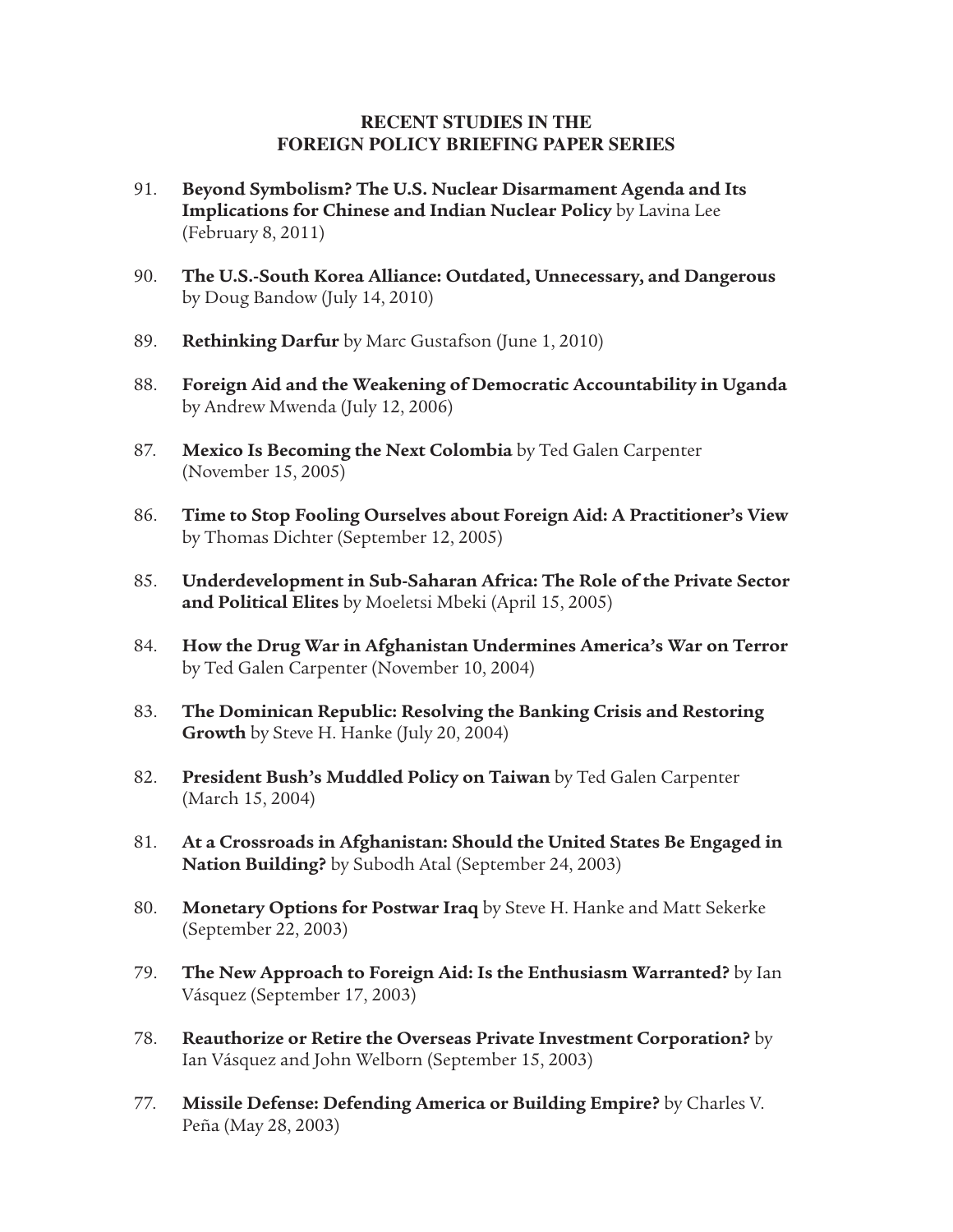## RECENT STUDIES IN THE FOREIGN POLICY BRIEFING PAPER SERIES

91. **Beyond Symbolism? The U.S. Nuclear Disarmament Agenda and Its Implications for Chinese and Indian Nuclear Policy** by Lavina Lee (February 8, 2011)

90. **The U.S.-South Korea Alliance: Outdated, Unnecessary, and Dangerous** by Doug Bandow (July 14, 2010)

89. **Rethinking Darfur** by Marc Gustafson (June 1, 2010)

88. **Foreign Aid and the Weakening of Democratic Accountability in Uganda** by Andrew Mwenda (July 12, 2006)

87. **Mexico Is Becoming the Next Colombia** by Ted Galen Carpenter (November 15, 2005)

86. **Time to Stop Fooling Ourselves about Foreign Aid: A Practitioner's View** by Thomas Dichter (September 12, 2005)

85. **Underdevelopment in Sub-Saharan Africa: The Role of the Private Sector and Political Elites** by Moeletsi Mbeki (April 15, 2005)

84. **How the Drug War in Afghanistan Undermines America's War on Terror** by Ted Galen Carpenter (November 10, 2004)

83. **The Dominican Republic: Resolving the Banking Crisis and Restoring Growth** by Steve H. Hanke (July 20, 2004)

82. **President Bush's Muddled Policy on Taiwan** by Ted Galen Carpenter (March 15, 2004)

81. **At a Crossroads in Afghanistan: Should the United States Be Engaged in Nation Building?** by Subodh Atal (September 24, 2003)

80. **Monetary Options for Postwar Iraq** by Steve H. Hanke and Matt Sekerke (September 22, 2003)

79. **The New Approach to Foreign Aid: Is the Enthusiasm Warranted?** by Ian Vásquez (September 17, 2003)

78. **Reauthorize or Retire the Overseas Private Investment Corporation?** by Ian Vásquez and John Welborn (September 15, 2003)

77. **Missile Defense: Defending America or Building Empire?** by Charles V. Peña (May 28, 2003)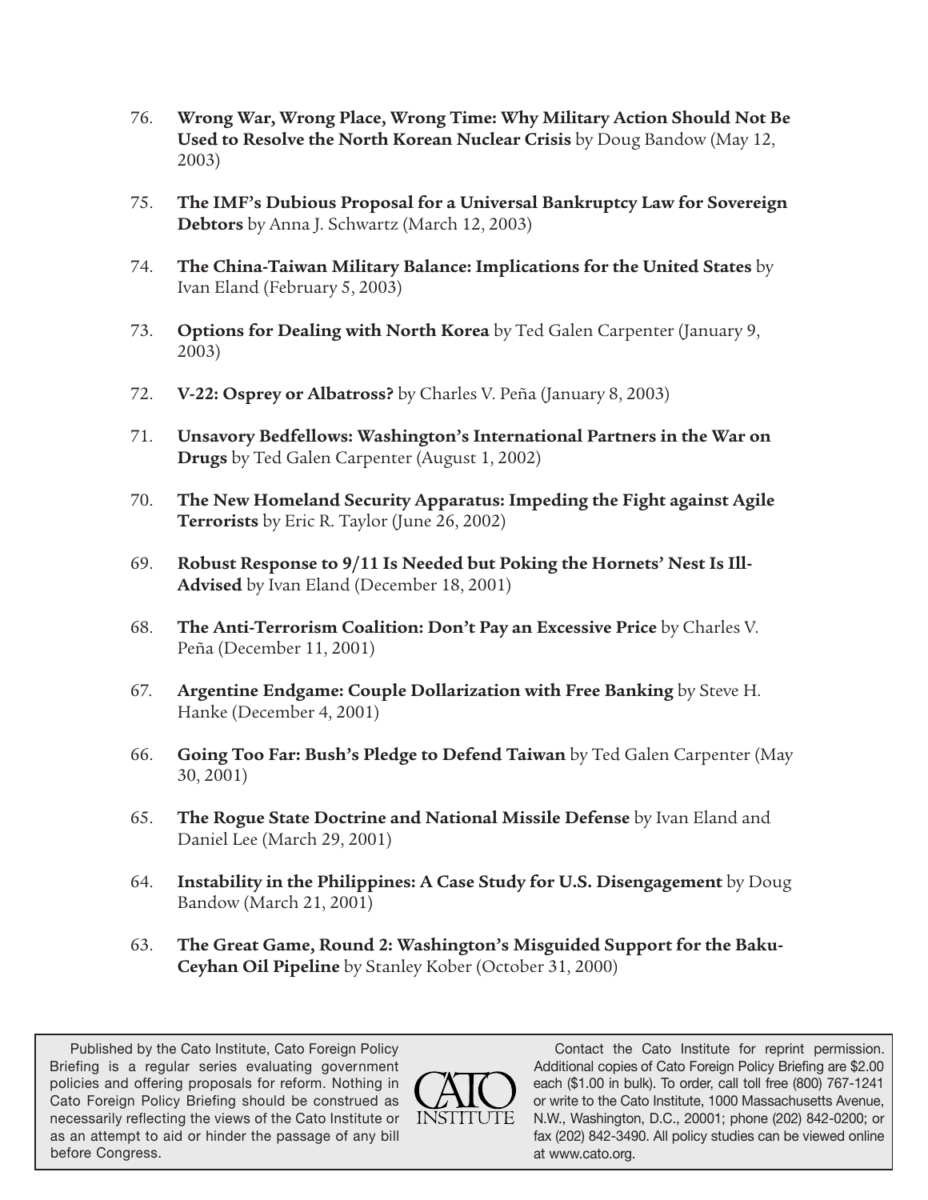76. **Wrong War, Wrong Place, Wrong Time: Why Military Action Should Not Be Used to Resolve the North Korean Nuclear Crisis** by Doug Bandow (May 12, 2003)

75. **The IMF's Dubious Proposal for a Universal Bankruptcy Law for Sovereign Debtors** by Anna J. Schwartz (March 12, 2003)

74. **The China-Taiwan Military Balance: Implications for the United States** by Ivan Eland (February 5, 2003)

73. **Options for Dealing with North Korea** by Ted Galen Carpenter (January 9, 2003)

72. **V-22: Osprey or Albatross?** by Charles V. Peña (January 8, 2003)

71. **Unsavory Bedfellows: Washington's International Partners in the War on Drugs** by Ted Galen Carpenter (August 1, 2002)

70. **The New Homeland Security Apparatus: Impeding the Fight against Agile Terrorists** by Eric R. Taylor (June 26, 2002)

69. **Robust Response to 9/11 Is Needed but Poking the Hornets' Nest Is Ill-Advised** by Ivan Eland (December 18, 2001)

68. **The Anti-Terrorism Coalition: Don't Pay an Excessive Price** by Charles V. Peña (December 11, 2001)

67. **Argentine Endgame: Couple Dollarization with Free Banking** by Steve H. Hanke (December 4, 2001)

66. **Going Too Far: Bush's Pledge to Defend Taiwan** by Ted Galen Carpenter (May 30, 2001)

65. **The Rogue State Doctrine and National Missile Defense** by Ivan Eland and Daniel Lee (March 29, 2001)

64. **Instability in the Philippines: A Case Study for U.S. Disengagement** by Doug Bandow (March 21, 2001)

63. **The Great Game, Round 2: Washington's Misguided Support for the Baku-Ceyhan Oil Pipeline** by Stanley Kober (October 31, 2000)

Published by the Cato Institute, Cato Foreign Policy Briefing is a regular series evaluating government policies and offering proposals for reform. Nothing in Cato Foreign Policy Briefing should be construed as necessarily reflecting the views of the Cato Institute or as an attempt to aid or hinder the passage of any bill before Congress.

CATO INSTITUTE

Contact the Cato Institute for reprint permission. Additional copies of Cato Foreign Policy Briefing are $2.00 each ($1.00 in bulk). To order, call toll free (800) 767-1241 or write to the Cato Institute, 1000 Massachusetts Avenue, N.W., Washington, D.C., 20001; phone (202) 842-0200; or fax (202) 842-3490. All policy studies can be viewed online at www.cato.org.